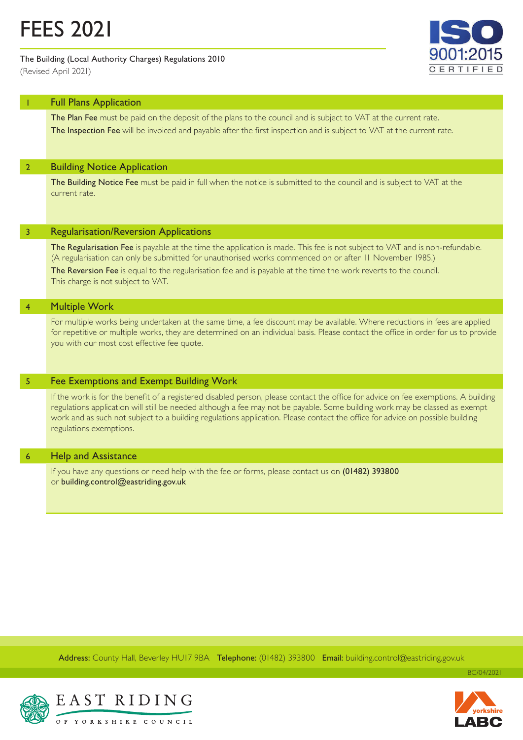# FEES 2021

The Building (Local Authority Charges) Regulations 2010
(Revised April 2021)

ISO 9001:2015 CERTIFIED

## 1 Full Plans Application

**The Plan Fee** must be paid on the deposit of the plans to the council and is subject to VAT at the current rate.

**The Inspection Fee** will be invoiced and payable after the first inspection and is subject to VAT at the current rate.

## 2 Building Notice Application

**The Building Notice Fee** must be paid in full when the notice is submitted to the council and is subject to VAT at the current rate.

## 3 Regularisation/Reversion Applications

**The Regularisation Fee** is payable at the time the application is made. This fee is not subject to VAT and is non-refundable. (A regularisation can only be submitted for unauthorised works commenced on or after 11 November 1985.)

**The Reversion Fee** is equal to the regularisation fee and is payable at the time the work reverts to the council. This charge is not subject to VAT.

## 4 Multiple Work

For multiple works being undertaken at the same time, a fee discount may be available. Where reductions in fees are applied for repetitive or multiple works, they are determined on an individual basis. Please contact the office in order for us to provide you with our most cost effective fee quote.

## 5 Fee Exemptions and Exempt Building Work

If the work is for the benefit of a registered disabled person, please contact the office for advice on fee exemptions. A building regulations application will still be needed although a fee may not be payable. Some building work may be classed as exempt work and as such not subject to a building regulations application. Please contact the office for advice on possible building regulations exemptions.

## 6 Help and Assistance

If you have any questions or need help with the fee or forms, please contact us on **(01482) 393800** or **building.control@eastriding.gov.uk**

**Address:** County Hall, Beverley HU17 9BA **Telephone:** (01482) 393800 **Email:** building.control@eastriding.gov.uk

BC/04/2021

EAST RIDING OF YORKSHIRE COUNCIL

yorkshire LABC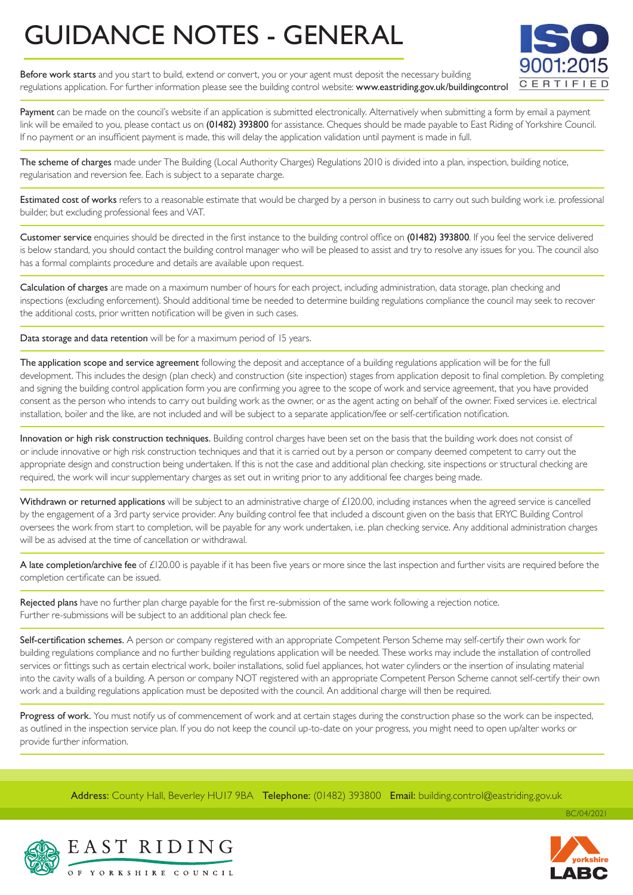# GUIDANCE NOTES - GENERAL

**Before work starts** and you start to build, extend or convert, you or your agent must deposit the necessary building regulations application. For further information please see the building control website: **www.eastriding.gov.uk/buildingcontrol**

**Payment** can be made on the council's website if an application is submitted electronically. Alternatively when submitting a form by email a payment link will be emailed to you, please contact us on **(01482) 393800** for assistance. Cheques should be made payable to East Riding of Yorkshire Council. If no payment or an insufficient payment is made, this will delay the application validation until payment is made in full.

**The scheme of charges** made under The Building (Local Authority Charges) Regulations 2010 is divided into a plan, inspection, building notice, regularisation and reversion fee. Each is subject to a separate charge.

**Estimated cost of works** refers to a reasonable estimate that would be charged by a person in business to carry out such building work i.e. professional builder, but excluding professional fees and VAT.

**Customer service** enquiries should be directed in the first instance to the building control office on **(01482) 393800**. If you feel the service delivered is below standard, you should contact the building control manager who will be pleased to assist and try to resolve any issues for you. The council also has a formal complaints procedure and details are available upon request.

**Calculation of charges** are made on a maximum number of hours for each project, including administration, data storage, plan checking and inspections (excluding enforcement). Should additional time be needed to determine building regulations compliance the council may seek to recover the additional costs, prior written notification will be given in such cases.

**Data storage and data retention** will be for a maximum period of 15 years.

**The application scope and service agreement** following the deposit and acceptance of a building regulations application will be for the full development. This includes the design (plan check) and construction (site inspection) stages from application deposit to final completion. By completing and signing the building control application form you are confirming you agree to the scope of work and service agreement, that you have provided consent as the person who intends to carry out building work as the owner, or as the agent acting on behalf of the owner. Fixed services i.e. electrical installation, boiler and the like, are not included and will be subject to a separate application/fee or self-certification notification.

**Innovation or high risk construction techniques.** Building control charges have been set on the basis that the building work does not consist of or include innovative or high risk construction techniques and that it is carried out by a person or company deemed competent to carry out the appropriate design and construction being undertaken. If this is not the case and additional plan checking, site inspections or structural checking are required, the work will incur supplementary charges as set out in writing prior to any additional fee charges being made.

**Withdrawn or returned applications** will be subject to an administrative charge of £120.00, including instances when the agreed service is cancelled by the engagement of a 3rd party service provider. Any building control fee that included a discount given on the basis that ERYC Building Control oversees the work from start to completion, will be payable for any work undertaken, i.e. plan checking service. Any additional administration charges will be as advised at the time of cancellation or withdrawal.

**A late completion/archive fee** of £120.00 is payable if it has been five years or more since the last inspection and further visits are required before the completion certificate can be issued.

**Rejected plans** have no further plan charge payable for the first re-submission of the same work following a rejection notice. Further re-submissions will be subject to an additional plan check fee.

**Self-certification schemes.** A person or company registered with an appropriate Competent Person Scheme may self-certify their own work for building regulations compliance and no further building regulations application will be needed. These works may include the installation of controlled services or fittings such as certain electrical work, boiler installations, solid fuel appliances, hot water cylinders or the insertion of insulating material into the cavity walls of a building. A person or company NOT registered with an appropriate Competent Person Scheme cannot self-certify their own work and a building regulations application must be deposited with the council. An additional charge will then be required.

**Progress of work.** You must notify us of commencement of work and at certain stages during the construction phase so the work can be inspected, as outlined in the inspection service plan. If you do not keep the council up-to-date on your progress, you might need to open up/alter works or provide further information.

**Address:** County Hall, Beverley HU17 9BA **Telephone:** (01482) 393800 **Email:** building.control@eastriding.gov.uk

BC/04/2021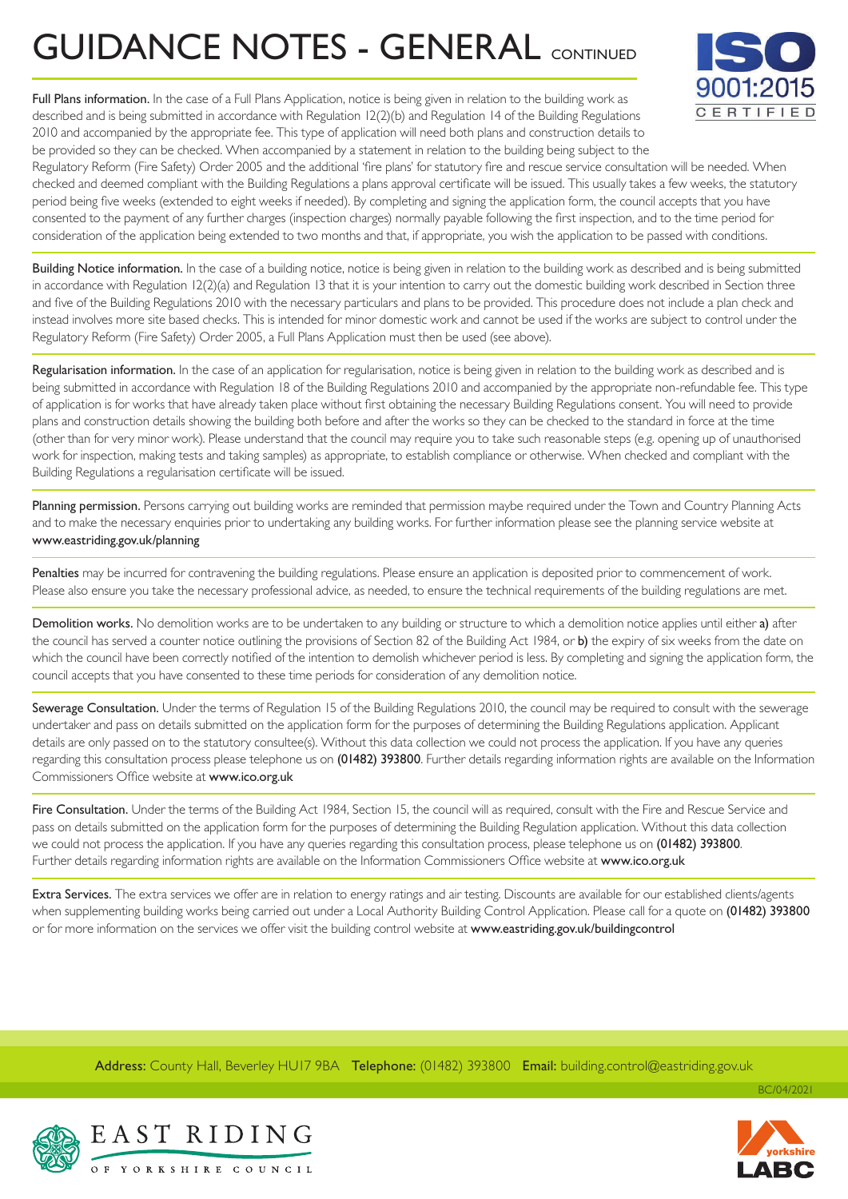# GUIDANCE NOTES - GENERAL CONTINUED

**Full Plans information.** In the case of a Full Plans Application, notice is being given in relation to the building work as described and is being submitted in accordance with Regulation 12(2)(b) and Regulation 14 of the Building Regulations 2010 and accompanied by the appropriate fee. This type of application will need both plans and construction details to be provided so they can be checked. When accompanied by a statement in relation to the building being subject to the Regulatory Reform (Fire Safety) Order 2005 and the additional 'fire plans' for statutory fire and rescue service consultation will be needed. When checked and deemed compliant with the Building Regulations a plans approval certificate will be issued. This usually takes a few weeks, the statutory period being five weeks (extended to eight weeks if needed). By completing and signing the application form, the council accepts that you have consented to the payment of any further charges (inspection charges) normally payable following the first inspection, and to the time period for consideration of the application being extended to two months and that, if appropriate, you wish the application to be passed with conditions.

**Building Notice information.** In the case of a building notice, notice is being given in relation to the building work as described and is being submitted in accordance with Regulation 12(2)(a) and Regulation 13 that it is your intention to carry out the domestic building work described in Section three and five of the Building Regulations 2010 with the necessary particulars and plans to be provided. This procedure does not include a plan check and instead involves more site based checks. This is intended for minor domestic work and cannot be used if the works are subject to control under the Regulatory Reform (Fire Safety) Order 2005, a Full Plans Application must then be used (see above).

**Regularisation information.** In the case of an application for regularisation, notice is being given in relation to the building work as described and is being submitted in accordance with Regulation 18 of the Building Regulations 2010 and accompanied by the appropriate non-refundable fee. This type of application is for works that have already taken place without first obtaining the necessary Building Regulations consent. You will need to provide plans and construction details showing the building both before and after the works so they can be checked to the standard in force at the time (other than for very minor work). Please understand that the council may require you to take such reasonable steps (e.g. opening up of unauthorised work for inspection, making tests and taking samples) as appropriate, to establish compliance or otherwise. When checked and compliant with the Building Regulations a regularisation certificate will be issued.

**Planning permission.** Persons carrying out building works are reminded that permission maybe required under the Town and Country Planning Acts and to make the necessary enquiries prior to undertaking any building works. For further information please see the planning service website at **www.eastriding.gov.uk/planning**

**Penalties** may be incurred for contravening the building regulations. Please ensure an application is deposited prior to commencement of work. Please also ensure you take the necessary professional advice, as needed, to ensure the technical requirements of the building regulations are met.

**Demolition works.** No demolition works are to be undertaken to any building or structure to which a demolition notice applies until either **a)** after the council has served a counter notice outlining the provisions of Section 82 of the Building Act 1984, or **b)** the expiry of six weeks from the date on which the council have been correctly notified of the intention to demolish whichever period is less. By completing and signing the application form, the council accepts that you have consented to these time periods for consideration of any demolition notice.

**Sewerage Consultation.** Under the terms of Regulation 15 of the Building Regulations 2010, the council may be required to consult with the sewerage undertaker and pass on details submitted on the application form for the purposes of determining the Building Regulations application. Applicant details are only passed on to the statutory consultee(s). Without this data collection we could not process the application. If you have any queries regarding this consultation process please telephone us on **(01482) 393800**. Further details regarding information rights are available on the Information Commissioners Office website at **www.ico.org.uk**

**Fire Consultation.** Under the terms of the Building Act 1984, Section 15, the council will as required, consult with the Fire and Rescue Service and pass on details submitted on the application form for the purposes of determining the Building Regulation application. Without this data collection we could not process the application. If you have any queries regarding this consultation process, please telephone us on **(01482) 393800**. Further details regarding information rights are available on the Information Commissioners Office website at **www.ico.org.uk**

**Extra Services.** The extra services we offer are in relation to energy ratings and air testing. Discounts are available for our established clients/agents when supplementing building works being carried out under a Local Authority Building Control Application. Please call for a quote on **(01482) 393800** or for more information on the services we offer visit the building control website at **www.eastriding.gov.uk/buildingcontrol**

**Address:** County Hall, Beverley HU17 9BA **Telephone:** (01482) 393800 **Email:** building.control@eastriding.gov.uk

BC/04/2021